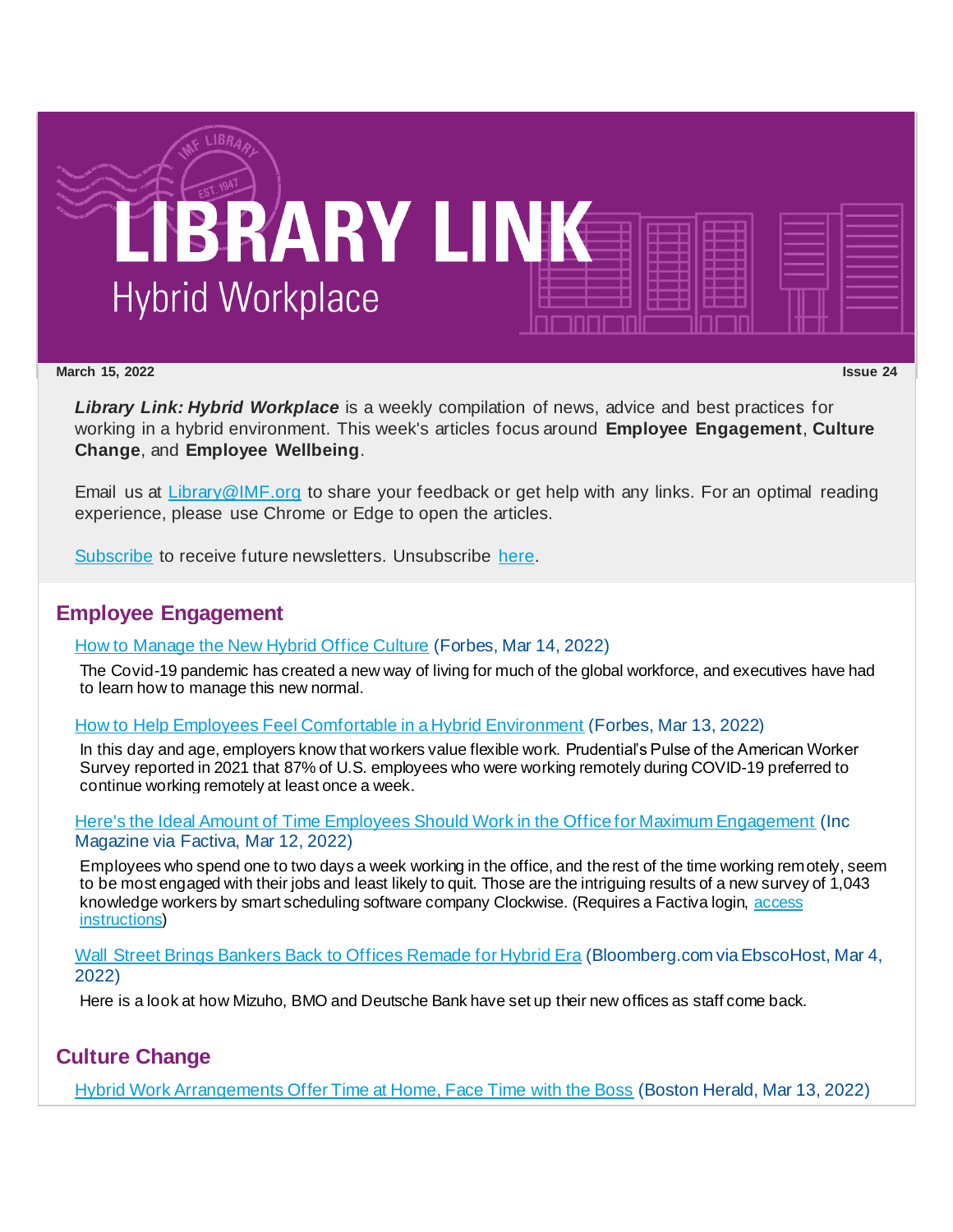# LIBRARY LINK

## Hybrid Workplace

**March 15, 2022** **Issue 24**

***Library Link: Hybrid Workplace*** is a weekly compilation of news, advice and best practices for working in a hybrid environment. This week's articles focus around **Employee Engagement**, **Culture Change**, and **Employee Wellbeing**.

Email us at Library@IMF.org to share your feedback or get help with any links. For an optimal reading experience, please use Chrome or Edge to open the articles.

Subscribe to receive future newsletters. Unsubscribe here.

## Employee Engagement

How to Manage the New Hybrid Office Culture (Forbes, Mar 14, 2022)

The Covid-19 pandemic has created a new way of living for much of the global workforce, and executives have had to learn how to manage this new normal.

How to Help Employees Feel Comfortable in a Hybrid Environment (Forbes, Mar 13, 2022)

In this day and age, employers know that workers value flexible work. Prudential's Pulse of the American Worker Survey reported in 2021 that 87% of U.S. employees who were working remotely during COVID-19 preferred to continue working remotely at least once a week.

Here's the Ideal Amount of Time Employees Should Work in the Office for Maximum Engagement (Inc Magazine via Factiva, Mar 12, 2022)

Employees who spend one to two days a week working in the office, and the rest of the time working remotely, seem to be most engaged with their jobs and least likely to quit. Those are the intriguing results of a new survey of 1,043 knowledge workers by smart scheduling software company Clockwise. (Requires a Factiva login, access instructions)

Wall Street Brings Bankers Back to Offices Remade for Hybrid Era (Bloomberg.com via EbscoHost, Mar 4, 2022)

Here is a look at how Mizuho, BMO and Deutsche Bank have set up their new offices as staff come back.

## Culture Change

Hybrid Work Arrangements Offer Time at Home, Face Time with the Boss (Boston Herald, Mar 13, 2022)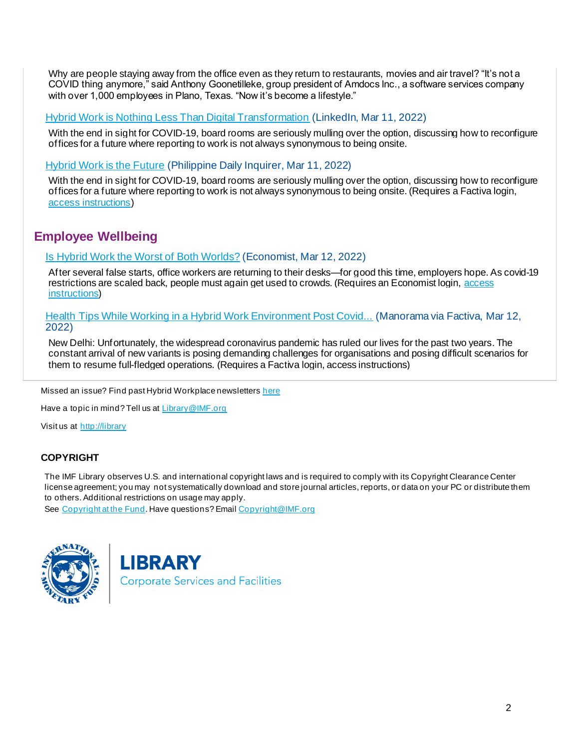Why are people staying away from the office even as they return to restaurants, movies and air travel? "It's not a COVID thing anymore," said Anthony Goonetilleke, group president of Amdocs Inc., a software services company with over 1,000 employees in Plano, Texas. "Now it's become a lifestyle."

[Hybrid Work is Nothing Less Than Digital Transformation](#) (LinkedIn, Mar 11, 2022)

With the end in sight for COVID-19, board rooms are seriously mulling over the option, discussing how to reconfigure offices for a future where reporting to work is not always synonymous to being onsite.

[Hybrid Work is the Future](#) (Philippine Daily Inquirer, Mar 11, 2022)

With the end in sight for COVID-19, board rooms are seriously mulling over the option, discussing how to reconfigure offices for a future where reporting to work is not always synonymous to being onsite. (Requires a Factiva login, [access instructions](#))

## Employee Wellbeing

[Is Hybrid Work the Worst of Both Worlds?](#) (Economist, Mar 12, 2022)

After several false starts, office workers are returning to their desks—for good this time, employers hope. As covid-19 restrictions are scaled back, people must again get used to crowds. (Requires an Economist login, [access instructions](#))

[Health Tips While Working in a Hybrid Work Environment Post Covid...](#) (Manorama via Factiva, Mar 12, 2022)

New Delhi: Unfortunately, the widespread coronavirus pandemic has ruled our lives for the past two years. The constant arrival of new variants is posing demanding challenges for organisations and posing difficult scenarios for them to resume full-fledged operations. (Requires a Factiva login, access instructions)

Missed an issue? Find past Hybrid Workplace newsletters [here](#)

Have a topic in mind? Tell us at [Library@IMF.org](mailto:Library@IMF.org)

Visit us at [http://library](http://library)

**COPYRIGHT**

The IMF Library observes U.S. and international copyright laws and is required to comply with its Copyright Clearance Center license agreement; you may not systematically download and store journal articles, reports, or data on your PC or distribute them to others. Additional restrictions on usage may apply.
See [Copyright at the Fund](#). Have questions? Email [Copyright@IMF.org](mailto:Copyright@IMF.org)

**LIBRARY**
Corporate Services and Facilities